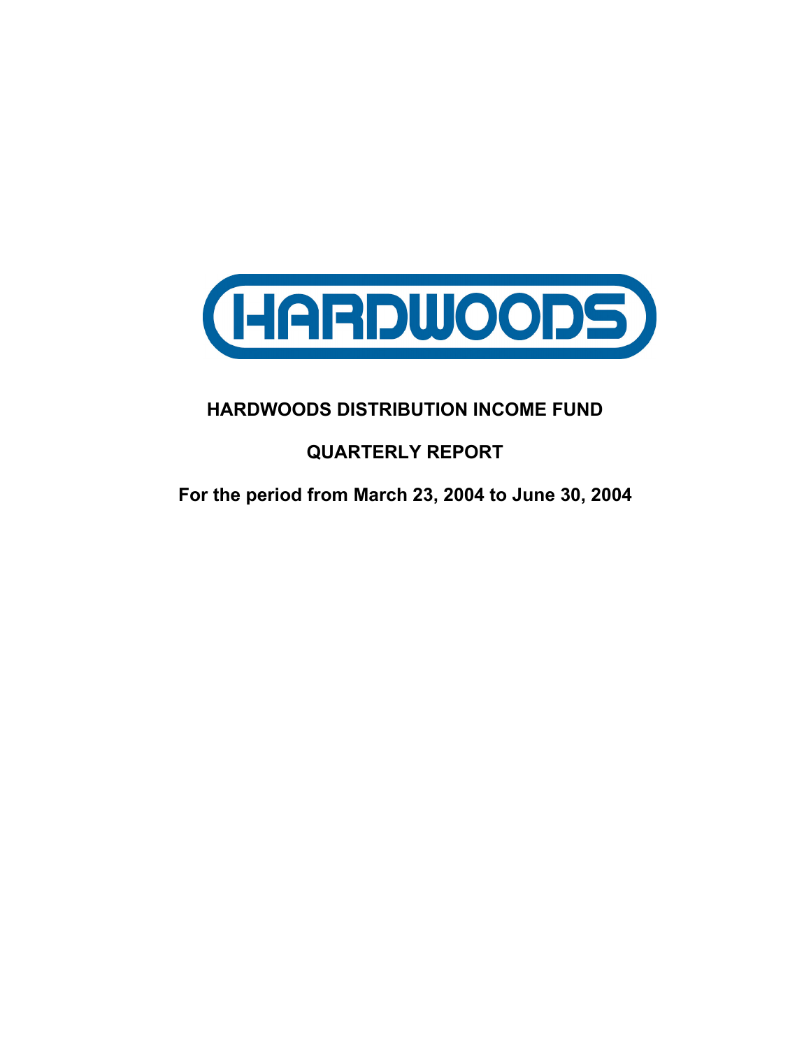HARDWOODS

# HARDWOODS DISTRIBUTION INCOME FUND

## QUARTERLY REPORT

### For the period from March 23, 2004 to June 30, 2004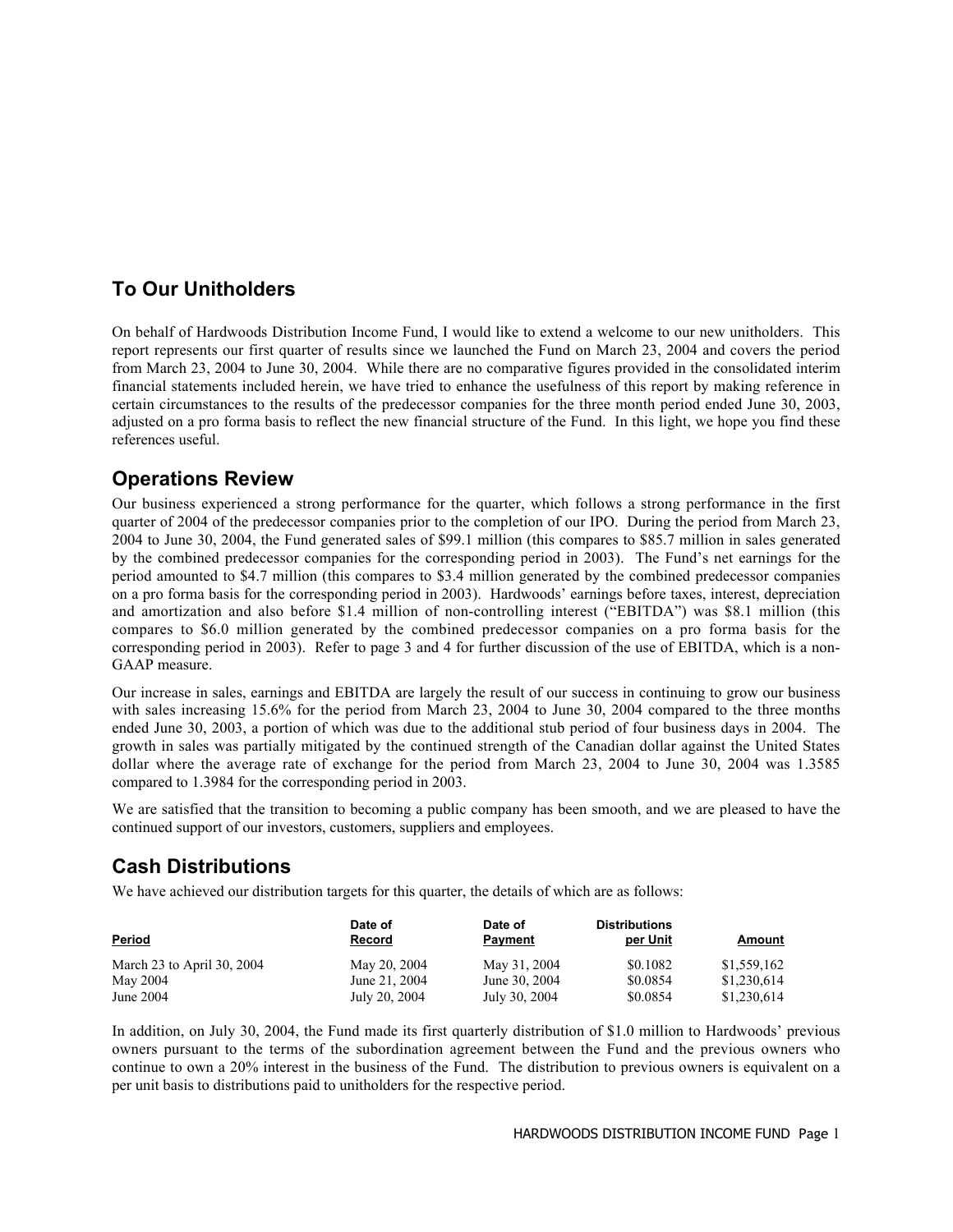## To Our Unitholders

On behalf of Hardwoods Distribution Income Fund, I would like to extend a welcome to our new unitholders. This report represents our first quarter of results since we launched the Fund on March 23, 2004 and covers the period from March 23, 2004 to June 30, 2004. While there are no comparative figures provided in the consolidated interim financial statements included herein, we have tried to enhance the usefulness of this report by making reference in certain circumstances to the results of the predecessor companies for the three month period ended June 30, 2003, adjusted on a pro forma basis to reflect the new financial structure of the Fund. In this light, we hope you find these references useful.

## Operations Review

Our business experienced a strong performance for the quarter, which follows a strong performance in the first quarter of 2004 of the predecessor companies prior to the completion of our IPO. During the period from March 23, 2004 to June 30, 2004, the Fund generated sales of $99.1 million (this compares to $85.7 million in sales generated by the combined predecessor companies for the corresponding period in 2003). The Fund's net earnings for the period amounted to $4.7 million (this compares to $3.4 million generated by the combined predecessor companies on a pro forma basis for the corresponding period in 2003). Hardwoods' earnings before taxes, interest, depreciation and amortization and also before $1.4 million of non-controlling interest ("EBITDA") was $8.1 million (this compares to $6.0 million generated by the combined predecessor companies on a pro forma basis for the corresponding period in 2003). Refer to page 3 and 4 for further discussion of the use of EBITDA, which is a non-GAAP measure.

Our increase in sales, earnings and EBITDA are largely the result of our success in continuing to grow our business with sales increasing 15.6% for the period from March 23, 2004 to June 30, 2004 compared to the three months ended June 30, 2003, a portion of which was due to the additional stub period of four business days in 2004. The growth in sales was partially mitigated by the continued strength of the Canadian dollar against the United States dollar where the average rate of exchange for the period from March 23, 2004 to June 30, 2004 was 1.3585 compared to 1.3984 for the corresponding period in 2003.

We are satisfied that the transition to becoming a public company has been smooth, and we are pleased to have the continued support of our investors, customers, suppliers and employees.

## Cash Distributions

We have achieved our distribution targets for this quarter, the details of which are as follows:

| Period | Date of Record | Date of Payment | Distributions per Unit | Amount |
|---|---|---|---|---|
| March 23 to April 30, 2004 | May 20, 2004 | May 31, 2004 | $0.1082 | $1,559,162 |
| May 2004 | June 21, 2004 | June 30, 2004 | $0.0854 | $1,230,614 |
| June 2004 | July 20, 2004 | July 30, 2004 | $0.0854 | $1,230,614 |

In addition, on July 30, 2004, the Fund made its first quarterly distribution of $1.0 million to Hardwoods' previous owners pursuant to the terms of the subordination agreement between the Fund and the previous owners who continue to own a 20% interest in the business of the Fund. The distribution to previous owners is equivalent on a per unit basis to distributions paid to unitholders for the respective period.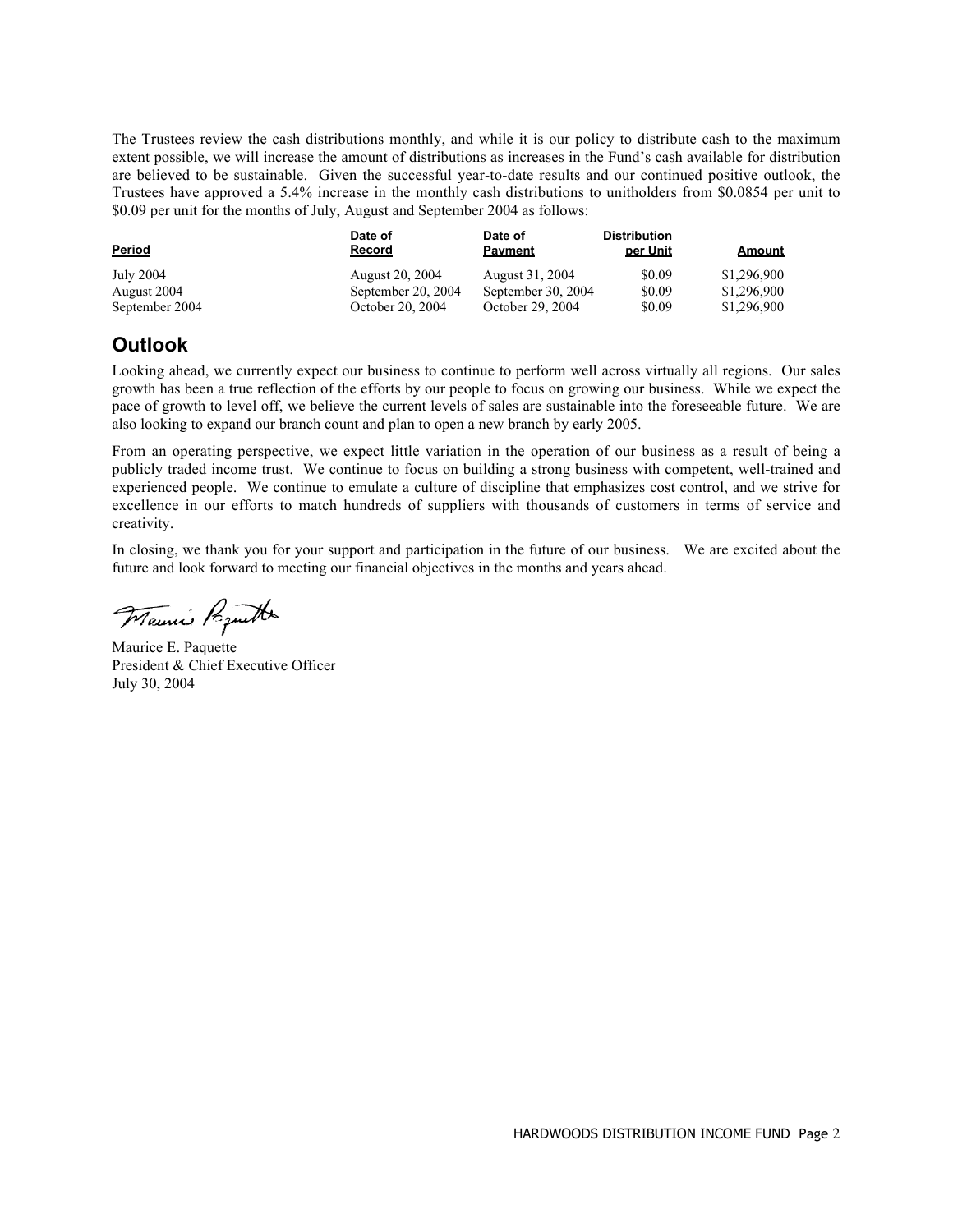The Trustees review the cash distributions monthly, and while it is our policy to distribute cash to the maximum extent possible, we will increase the amount of distributions as increases in the Fund's cash available for distribution are believed to be sustainable. Given the successful year-to-date results and our continued positive outlook, the Trustees have approved a 5.4% increase in the monthly cash distributions to unitholders from $0.0854 per unit to $0.09 per unit for the months of July, August and September 2004 as follows:

| Period | Date of Record | Date of Payment | Distribution per Unit | Amount |
|---|---|---|---|---|
| July 2004 | August 20, 2004 | August 31, 2004 | $0.09 | $1,296,900 |
| August 2004 | September 20, 2004 | September 30, 2004 | $0.09 | $1,296,900 |
| September 2004 | October 20, 2004 | October 29, 2004 | $0.09 | $1,296,900 |

## Outlook

Looking ahead, we currently expect our business to continue to perform well across virtually all regions. Our sales growth has been a true reflection of the efforts by our people to focus on growing our business. While we expect the pace of growth to level off, we believe the current levels of sales are sustainable into the foreseeable future. We are also looking to expand our branch count and plan to open a new branch by early 2005.

From an operating perspective, we expect little variation in the operation of our business as a result of being a publicly traded income trust. We continue to focus on building a strong business with competent, well-trained and experienced people. We continue to emulate a culture of discipline that emphasizes cost control, and we strive for excellence in our efforts to match hundreds of suppliers with thousands of customers in terms of service and creativity.

In closing, we thank you for your support and participation in the future of our business. We are excited about the future and look forward to meeting our financial objectives in the months and years ahead.

Maurice E. Paquette
President & Chief Executive Officer
July 30, 2004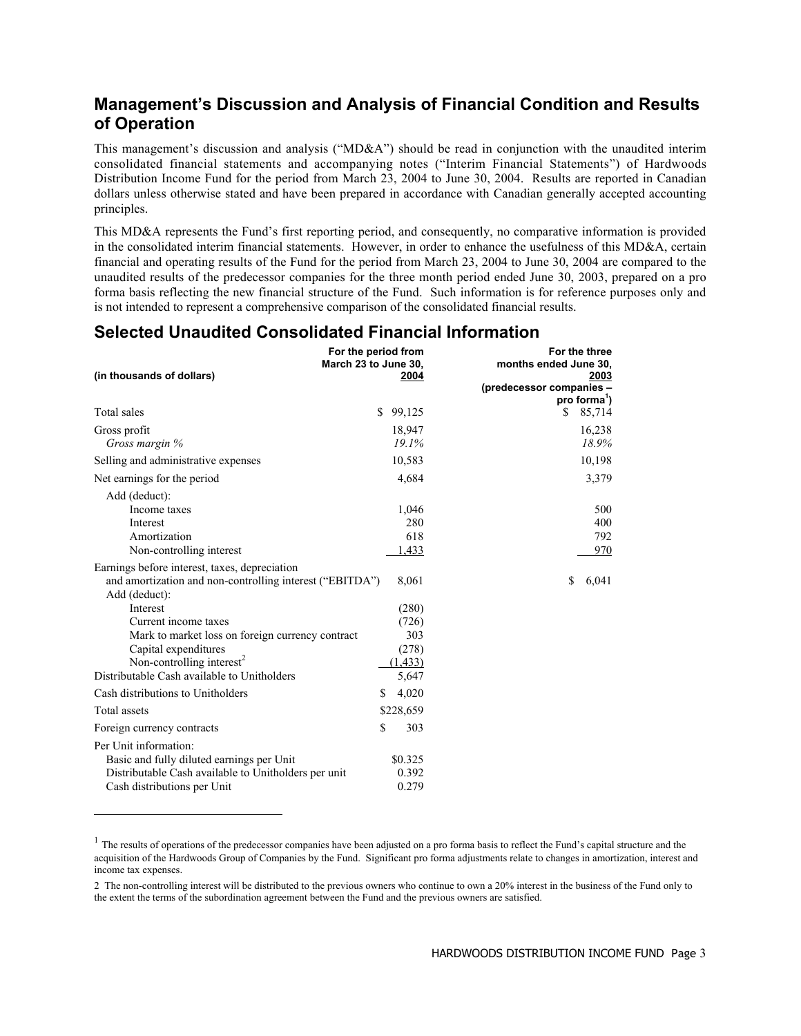## Management's Discussion and Analysis of Financial Condition and Results of Operation

This management's discussion and analysis ("MD&A") should be read in conjunction with the unaudited interim consolidated financial statements and accompanying notes ("Interim Financial Statements") of Hardwoods Distribution Income Fund for the period from March 23, 2004 to June 30, 2004. Results are reported in Canadian dollars unless otherwise stated and have been prepared in accordance with Canadian generally accepted accounting principles.

This MD&A represents the Fund's first reporting period, and consequently, no comparative information is provided in the consolidated interim financial statements. However, in order to enhance the usefulness of this MD&A, certain financial and operating results of the Fund for the period from March 23, 2004 to June 30, 2004 are compared to the unaudited results of the predecessor companies for the three month period ended June 30, 2003, prepared on a pro forma basis reflecting the new financial structure of the Fund. Such information is for reference purposes only and is not intended to represent a comprehensive comparison of the consolidated financial results.

## Selected Unaudited Consolidated Financial Information

| (in thousands of dollars) | For the period from March 23 to June 30, 2004 | For the three months ended June 30, 2003 (predecessor companies – pro forma[1]) |
|---|---|---|
| Total sales | $ 99,125 | $ 85,714 |
| Gross profit | 18,947 | 16,238 |
| *Gross margin %* | *19.1%* | *18.9%* |
| Selling and administrative expenses | 10,583 | 10,198 |
| Net earnings for the period | 4,684 | 3,379 |
| Add (deduct): | | |
| Income taxes | 1,046 | 500 |
| Interest | 280 | 400 |
| Amortization | 618 | 792 |
| Non-controlling interest | 1,433 | 970 |
| Earnings before interest, taxes, depreciation and amortization and non-controlling interest ("EBITDA") | 8,061 | $ 6,041 |
| Add (deduct): | | |
| Interest | (280) | |
| Current income taxes | (726) | |
| Mark to market loss on foreign currency contract | 303 | |
| Capital expenditures | (278) | |
| Non-controlling interest[2] | (1,433) | |
| Distributable Cash available to Unitholders | 5,647 | |
| Cash distributions to Unitholders | $ 4,020 | |
| Total assets | $228,659 | |
| Foreign currency contracts | $ 303 | |
| Per Unit information: | | |
| Basic and fully diluted earnings per Unit | $0.325 | |
| Distributable Cash available to Unitholders per unit | 0.392 | |
| Cash distributions per Unit | 0.279 | |

[1] The results of operations of the predecessor companies have been adjusted on a pro forma basis to reflect the Fund's capital structure and the acquisition of the Hardwoods Group of Companies by the Fund. Significant pro forma adjustments relate to changes in amortization, interest and income tax expenses.

2 The non-controlling interest will be distributed to the previous owners who continue to own a 20% interest in the business of the Fund only to the extent the terms of the subordination agreement between the Fund and the previous owners are satisfied.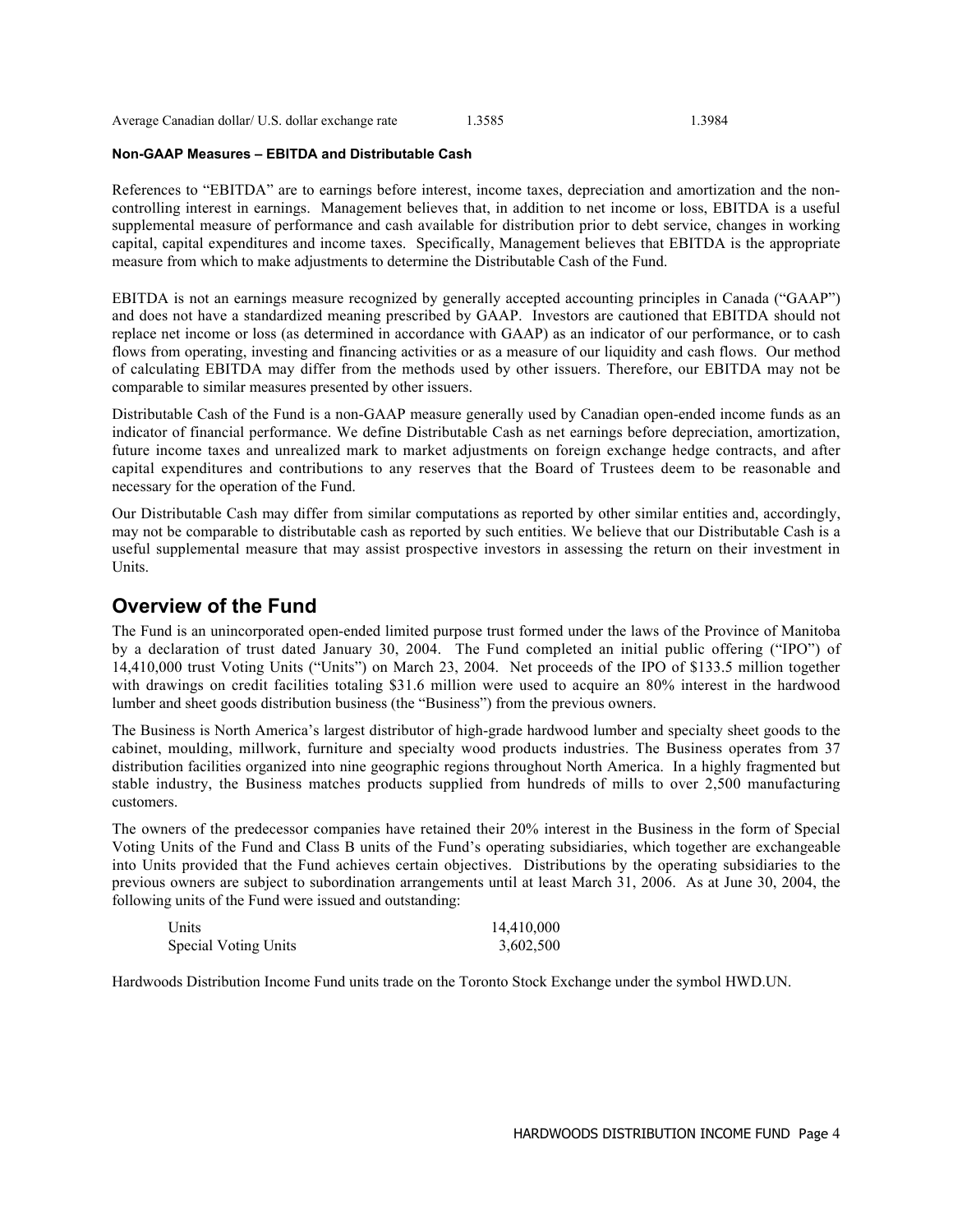| Average Canadian dollar/ U.S. dollar exchange rate | 1.3585 | 1.3984 |
|---|---|---|

**Non-GAAP Measures – EBITDA and Distributable Cash**

References to "EBITDA" are to earnings before interest, income taxes, depreciation and amortization and the non-controlling interest in earnings. Management believes that, in addition to net income or loss, EBITDA is a useful supplemental measure of performance and cash available for distribution prior to debt service, changes in working capital, capital expenditures and income taxes. Specifically, Management believes that EBITDA is the appropriate measure from which to make adjustments to determine the Distributable Cash of the Fund.

EBITDA is not an earnings measure recognized by generally accepted accounting principles in Canada ("GAAP") and does not have a standardized meaning prescribed by GAAP. Investors are cautioned that EBITDA should not replace net income or loss (as determined in accordance with GAAP) as an indicator of our performance, or to cash flows from operating, investing and financing activities or as a measure of our liquidity and cash flows. Our method of calculating EBITDA may differ from the methods used by other issuers. Therefore, our EBITDA may not be comparable to similar measures presented by other issuers.

Distributable Cash of the Fund is a non-GAAP measure generally used by Canadian open-ended income funds as an indicator of financial performance. We define Distributable Cash as net earnings before depreciation, amortization, future income taxes and unrealized mark to market adjustments on foreign exchange hedge contracts, and after capital expenditures and contributions to any reserves that the Board of Trustees deem to be reasonable and necessary for the operation of the Fund.

Our Distributable Cash may differ from similar computations as reported by other similar entities and, accordingly, may not be comparable to distributable cash as reported by such entities. We believe that our Distributable Cash is a useful supplemental measure that may assist prospective investors in assessing the return on their investment in Units.

## Overview of the Fund

The Fund is an unincorporated open-ended limited purpose trust formed under the laws of the Province of Manitoba by a declaration of trust dated January 30, 2004. The Fund completed an initial public offering ("IPO") of 14,410,000 trust Voting Units ("Units") on March 23, 2004. Net proceeds of the IPO of $133.5 million together with drawings on credit facilities totaling $31.6 million were used to acquire an 80% interest in the hardwood lumber and sheet goods distribution business (the "Business") from the previous owners.

The Business is North America's largest distributor of high-grade hardwood lumber and specialty sheet goods to the cabinet, moulding, millwork, furniture and specialty wood products industries. The Business operates from 37 distribution facilities organized into nine geographic regions throughout North America. In a highly fragmented but stable industry, the Business matches products supplied from hundreds of mills to over 2,500 manufacturing customers.

The owners of the predecessor companies have retained their 20% interest in the Business in the form of Special Voting Units of the Fund and Class B units of the Fund's operating subsidiaries, which together are exchangeable into Units provided that the Fund achieves certain objectives. Distributions by the operating subsidiaries to the previous owners are subject to subordination arrangements until at least March 31, 2006. As at June 30, 2004, the following units of the Fund were issued and outstanding:

| | |
|---|---|
| Units | 14,410,000 |
| Special Voting Units | 3,602,500 |

Hardwoods Distribution Income Fund units trade on the Toronto Stock Exchange under the symbol HWD.UN.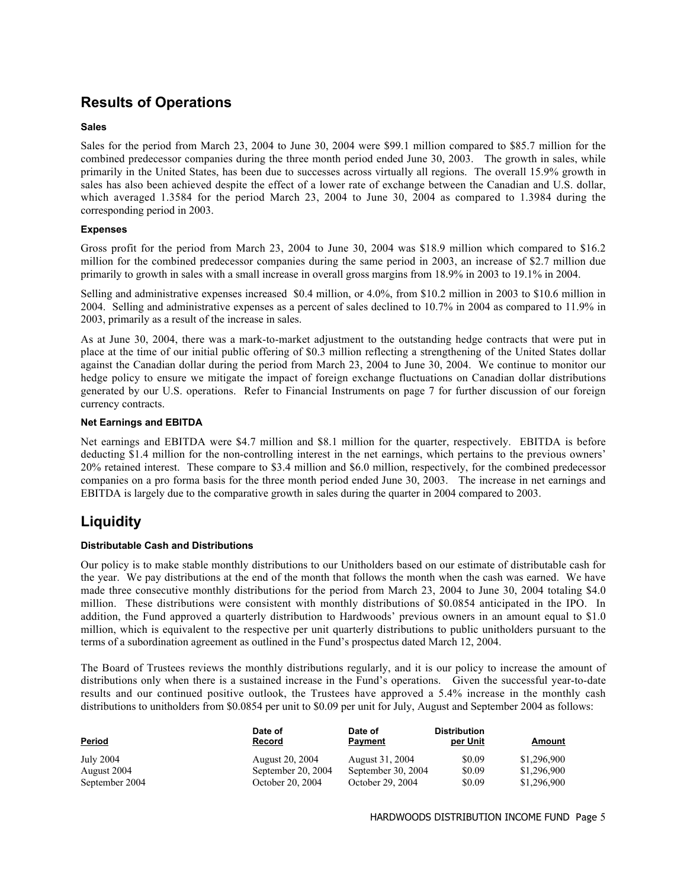## Results of Operations

### Sales

Sales for the period from March 23, 2004 to June 30, 2004 were $99.1 million compared to $85.7 million for the combined predecessor companies during the three month period ended June 30, 2003. The growth in sales, while primarily in the United States, has been due to successes across virtually all regions. The overall 15.9% growth in sales has also been achieved despite the effect of a lower rate of exchange between the Canadian and U.S. dollar, which averaged 1.3584 for the period March 23, 2004 to June 30, 2004 as compared to 1.3984 during the corresponding period in 2003.

### Expenses

Gross profit for the period from March 23, 2004 to June 30, 2004 was $18.9 million which compared to $16.2 million for the combined predecessor companies during the same period in 2003, an increase of $2.7 million due primarily to growth in sales with a small increase in overall gross margins from 18.9% in 2003 to 19.1% in 2004.

Selling and administrative expenses increased $0.4 million, or 4.0%, from $10.2 million in 2003 to $10.6 million in 2004. Selling and administrative expenses as a percent of sales declined to 10.7% in 2004 as compared to 11.9% in 2003, primarily as a result of the increase in sales.

As at June 30, 2004, there was a mark-to-market adjustment to the outstanding hedge contracts that were put in place at the time of our initial public offering of $0.3 million reflecting a strengthening of the United States dollar against the Canadian dollar during the period from March 23, 2004 to June 30, 2004. We continue to monitor our hedge policy to ensure we mitigate the impact of foreign exchange fluctuations on Canadian dollar distributions generated by our U.S. operations. Refer to Financial Instruments on page 7 for further discussion of our foreign currency contracts.

### Net Earnings and EBITDA

Net earnings and EBITDA were $4.7 million and $8.1 million for the quarter, respectively. EBITDA is before deducting $1.4 million for the non-controlling interest in the net earnings, which pertains to the previous owners' 20% retained interest. These compare to $3.4 million and $6.0 million, respectively, for the combined predecessor companies on a pro forma basis for the three month period ended June 30, 2003. The increase in net earnings and EBITDA is largely due to the comparative growth in sales during the quarter in 2004 compared to 2003.

## Liquidity

### Distributable Cash and Distributions

Our policy is to make stable monthly distributions to our Unitholders based on our estimate of distributable cash for the year. We pay distributions at the end of the month that follows the month when the cash was earned. We have made three consecutive monthly distributions for the period from March 23, 2004 to June 30, 2004 totaling $4.0 million. These distributions were consistent with monthly distributions of $0.0854 anticipated in the IPO. In addition, the Fund approved a quarterly distribution to Hardwoods' previous owners in an amount equal to $1.0 million, which is equivalent to the respective per unit quarterly distributions to public unitholders pursuant to the terms of a subordination agreement as outlined in the Fund's prospectus dated March 12, 2004.

The Board of Trustees reviews the monthly distributions regularly, and it is our policy to increase the amount of distributions only when there is a sustained increase in the Fund's operations. Given the successful year-to-date results and our continued positive outlook, the Trustees have approved a 5.4% increase in the monthly cash distributions to unitholders from $0.0854 per unit to $0.09 per unit for July, August and September 2004 as follows:

| Period | Date of Record | Date of Payment | Distribution per Unit | Amount |
|---|---|---|---|---|
| July 2004 | August 20, 2004 | August 31, 2004 | $0.09 | $1,296,900 |
| August 2004 | September 20, 2004 | September 30, 2004 | $0.09 | $1,296,900 |
| September 2004 | October 20, 2004 | October 29, 2004 | $0.09 | $1,296,900 |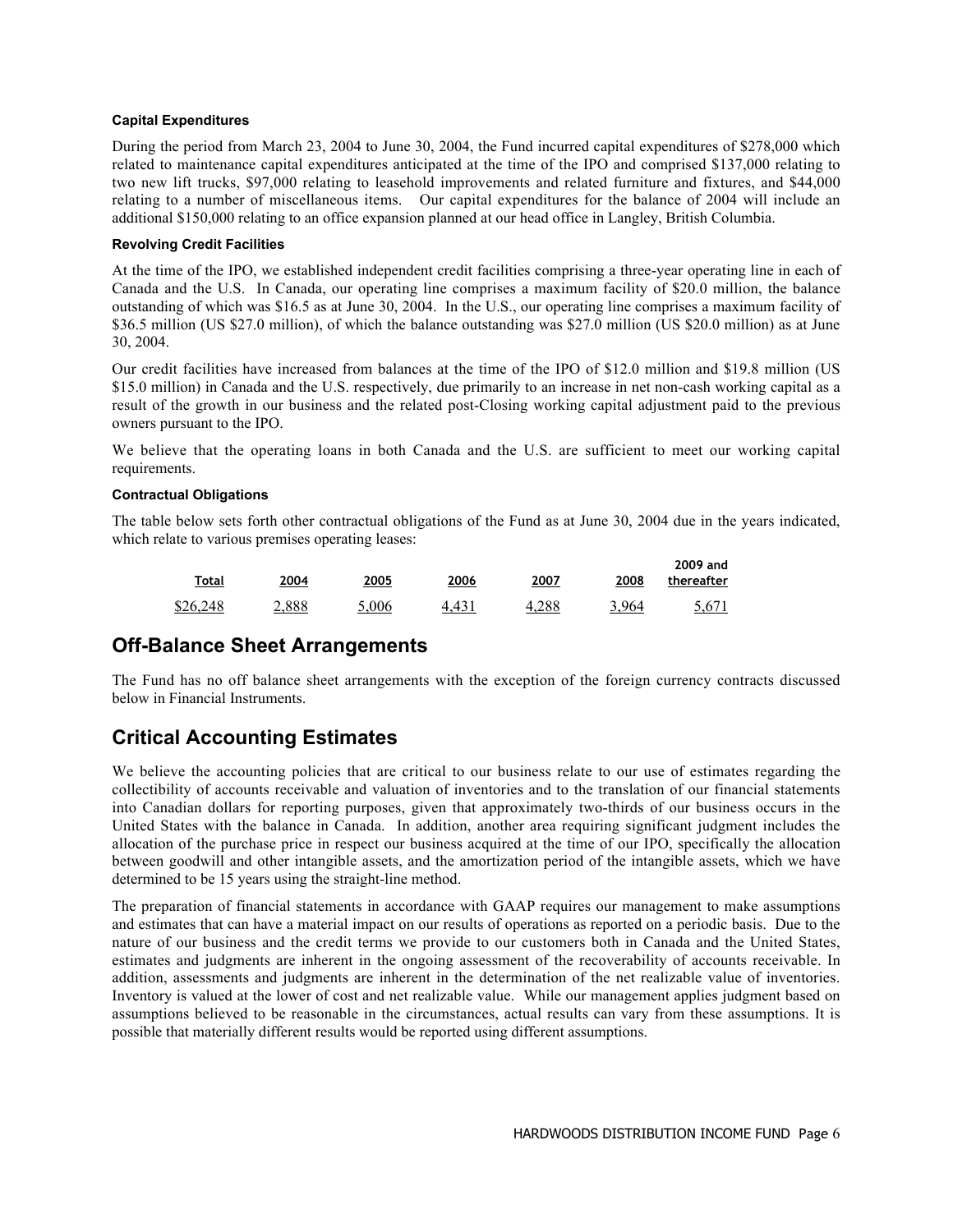### Capital Expenditures

During the period from March 23, 2004 to June 30, 2004, the Fund incurred capital expenditures of $278,000 which related to maintenance capital expenditures anticipated at the time of the IPO and comprised $137,000 relating to two new lift trucks, $97,000 relating to leasehold improvements and related furniture and fixtures, and $44,000 relating to a number of miscellaneous items. Our capital expenditures for the balance of 2004 will include an additional $150,000 relating to an office expansion planned at our head office in Langley, British Columbia.

### Revolving Credit Facilities

At the time of the IPO, we established independent credit facilities comprising a three-year operating line in each of Canada and the U.S. In Canada, our operating line comprises a maximum facility of $20.0 million, the balance outstanding of which was $16.5 as at June 30, 2004. In the U.S., our operating line comprises a maximum facility of $36.5 million (US $27.0 million), of which the balance outstanding was $27.0 million (US $20.0 million) as at June 30, 2004.

Our credit facilities have increased from balances at the time of the IPO of $12.0 million and $19.8 million (US $15.0 million) in Canada and the U.S. respectively, due primarily to an increase in net non-cash working capital as a result of the growth in our business and the related post-Closing working capital adjustment paid to the previous owners pursuant to the IPO.

We believe that the operating loans in both Canada and the U.S. are sufficient to meet our working capital requirements.

### Contractual Obligations

The table below sets forth other contractual obligations of the Fund as at June 30, 2004 due in the years indicated, which relate to various premises operating leases:

| Total | 2004 | 2005 | 2006 | 2007 | 2008 | 2009 and thereafter |
|---|---|---|---|---|---|---|
| $26,248 | 2,888 | 5,006 | 4,431 | 4,288 | 3,964 | 5,671 |

## Off-Balance Sheet Arrangements

The Fund has no off balance sheet arrangements with the exception of the foreign currency contracts discussed below in Financial Instruments.

## Critical Accounting Estimates

We believe the accounting policies that are critical to our business relate to our use of estimates regarding the collectibility of accounts receivable and valuation of inventories and to the translation of our financial statements into Canadian dollars for reporting purposes, given that approximately two-thirds of our business occurs in the United States with the balance in Canada. In addition, another area requiring significant judgment includes the allocation of the purchase price in respect our business acquired at the time of our IPO, specifically the allocation between goodwill and other intangible assets, and the amortization period of the intangible assets, which we have determined to be 15 years using the straight-line method.

The preparation of financial statements in accordance with GAAP requires our management to make assumptions and estimates that can have a material impact on our results of operations as reported on a periodic basis. Due to the nature of our business and the credit terms we provide to our customers both in Canada and the United States, estimates and judgments are inherent in the ongoing assessment of the recoverability of accounts receivable. In addition, assessments and judgments are inherent in the determination of the net realizable value of inventories. Inventory is valued at the lower of cost and net realizable value. While our management applies judgment based on assumptions believed to be reasonable in the circumstances, actual results can vary from these assumptions. It is possible that materially different results would be reported using different assumptions.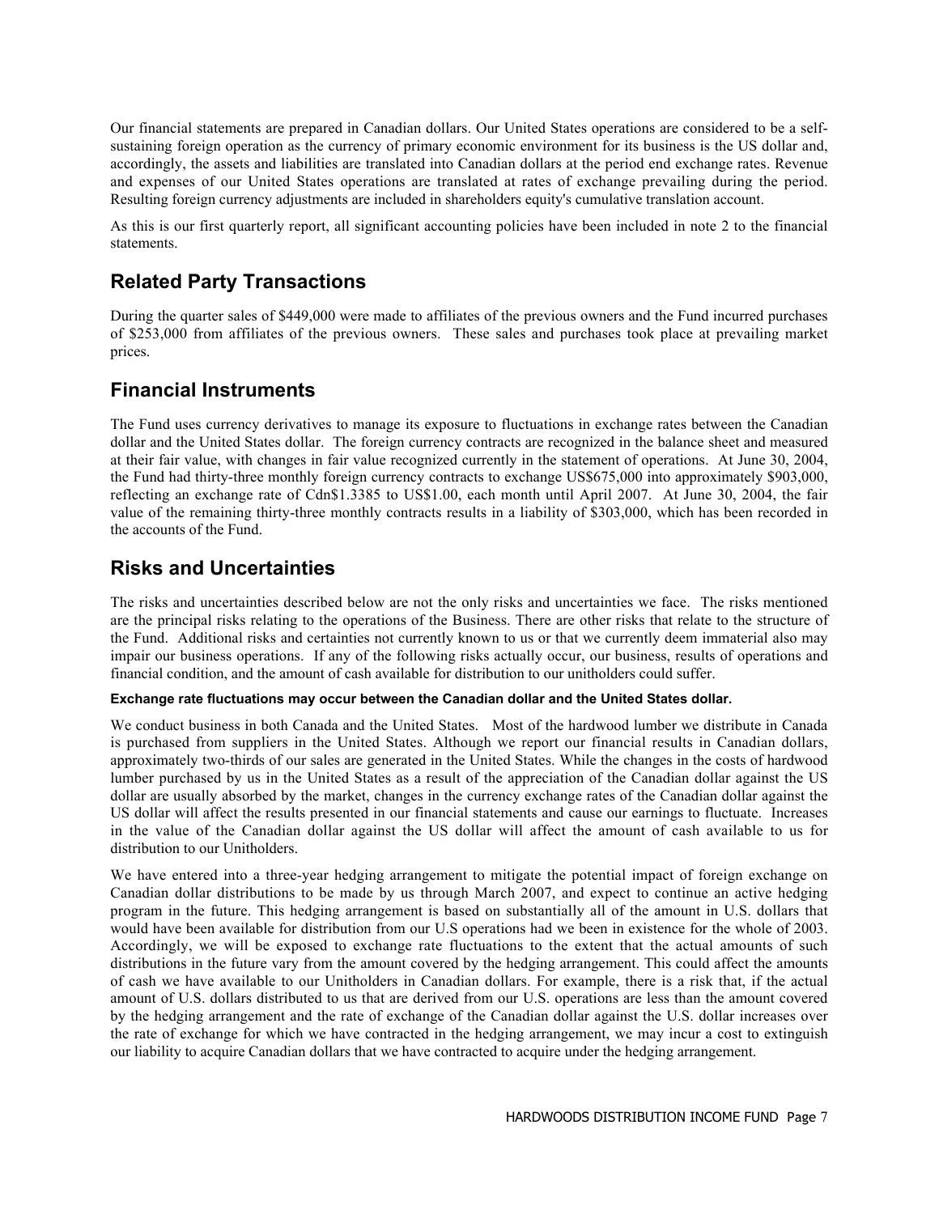Our financial statements are prepared in Canadian dollars. Our United States operations are considered to be a self-sustaining foreign operation as the currency of primary economic environment for its business is the US dollar and, accordingly, the assets and liabilities are translated into Canadian dollars at the period end exchange rates. Revenue and expenses of our United States operations are translated at rates of exchange prevailing during the period. Resulting foreign currency adjustments are included in shareholders equity's cumulative translation account.

As this is our first quarterly report, all significant accounting policies have been included in note 2 to the financial statements.

## Related Party Transactions

During the quarter sales of $449,000 were made to affiliates of the previous owners and the Fund incurred purchases of $253,000 from affiliates of the previous owners. These sales and purchases took place at prevailing market prices.

## Financial Instruments

The Fund uses currency derivatives to manage its exposure to fluctuations in exchange rates between the Canadian dollar and the United States dollar. The foreign currency contracts are recognized in the balance sheet and measured at their fair value, with changes in fair value recognized currently in the statement of operations. At June 30, 2004, the Fund had thirty-three monthly foreign currency contracts to exchange US$675,000 into approximately $903,000, reflecting an exchange rate of Cdn$1.3385 to US$1.00, each month until April 2007. At June 30, 2004, the fair value of the remaining thirty-three monthly contracts results in a liability of $303,000, which has been recorded in the accounts of the Fund.

## Risks and Uncertainties

The risks and uncertainties described below are not the only risks and uncertainties we face. The risks mentioned are the principal risks relating to the operations of the Business. There are other risks that relate to the structure of the Fund. Additional risks and certainties not currently known to us or that we currently deem immaterial also may impair our business operations. If any of the following risks actually occur, our business, results of operations and financial condition, and the amount of cash available for distribution to our unitholders could suffer.

#### Exchange rate fluctuations may occur between the Canadian dollar and the United States dollar.

We conduct business in both Canada and the United States. Most of the hardwood lumber we distribute in Canada is purchased from suppliers in the United States. Although we report our financial results in Canadian dollars, approximately two-thirds of our sales are generated in the United States. While the changes in the costs of hardwood lumber purchased by us in the United States as a result of the appreciation of the Canadian dollar against the US dollar are usually absorbed by the market, changes in the currency exchange rates of the Canadian dollar against the US dollar will affect the results presented in our financial statements and cause our earnings to fluctuate. Increases in the value of the Canadian dollar against the US dollar will affect the amount of cash available to us for distribution to our Unitholders.

We have entered into a three-year hedging arrangement to mitigate the potential impact of foreign exchange on Canadian dollar distributions to be made by us through March 2007, and expect to continue an active hedging program in the future. This hedging arrangement is based on substantially all of the amount in U.S. dollars that would have been available for distribution from our U.S operations had we been in existence for the whole of 2003. Accordingly, we will be exposed to exchange rate fluctuations to the extent that the actual amounts of such distributions in the future vary from the amount covered by the hedging arrangement. This could affect the amounts of cash we have available to our Unitholders in Canadian dollars. For example, there is a risk that, if the actual amount of U.S. dollars distributed to us that are derived from our U.S. operations are less than the amount covered by the hedging arrangement and the rate of exchange of the Canadian dollar against the U.S. dollar increases over the rate of exchange for which we have contracted in the hedging arrangement, we may incur a cost to extinguish our liability to acquire Canadian dollars that we have contracted to acquire under the hedging arrangement.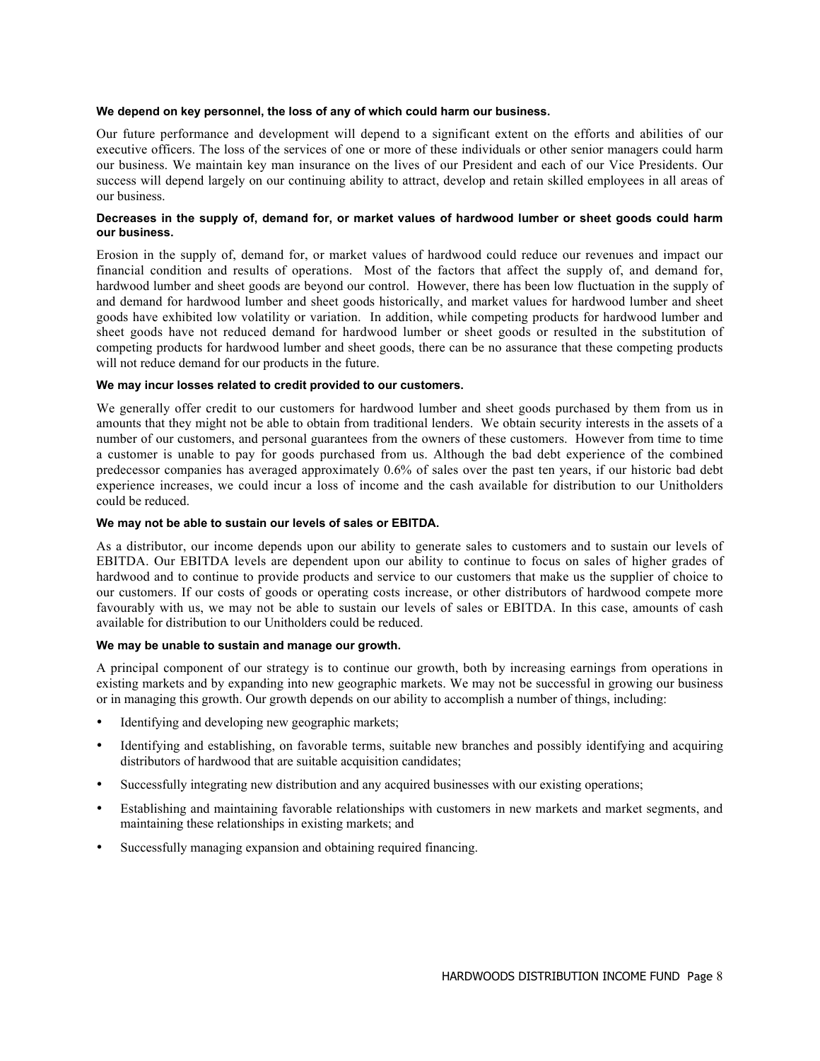**We depend on key personnel, the loss of any of which could harm our business.**

Our future performance and development will depend to a significant extent on the efforts and abilities of our executive officers. The loss of the services of one or more of these individuals or other senior managers could harm our business. We maintain key man insurance on the lives of our President and each of our Vice Presidents. Our success will depend largely on our continuing ability to attract, develop and retain skilled employees in all areas of our business.

**Decreases in the supply of, demand for, or market values of hardwood lumber or sheet goods could harm our business.**

Erosion in the supply of, demand for, or market values of hardwood could reduce our revenues and impact our financial condition and results of operations. Most of the factors that affect the supply of, and demand for, hardwood lumber and sheet goods are beyond our control. However, there has been low fluctuation in the supply of and demand for hardwood lumber and sheet goods historically, and market values for hardwood lumber and sheet goods have exhibited low volatility or variation. In addition, while competing products for hardwood lumber and sheet goods have not reduced demand for hardwood lumber or sheet goods or resulted in the substitution of competing products for hardwood lumber and sheet goods, there can be no assurance that these competing products will not reduce demand for our products in the future.

**We may incur losses related to credit provided to our customers.**

We generally offer credit to our customers for hardwood lumber and sheet goods purchased by them from us in amounts that they might not be able to obtain from traditional lenders. We obtain security interests in the assets of a number of our customers, and personal guarantees from the owners of these customers. However from time to time a customer is unable to pay for goods purchased from us. Although the bad debt experience of the combined predecessor companies has averaged approximately 0.6% of sales over the past ten years, if our historic bad debt experience increases, we could incur a loss of income and the cash available for distribution to our Unitholders could be reduced.

**We may not be able to sustain our levels of sales or EBITDA.**

As a distributor, our income depends upon our ability to generate sales to customers and to sustain our levels of EBITDA. Our EBITDA levels are dependent upon our ability to continue to focus on sales of higher grades of hardwood and to continue to provide products and service to our customers that make us the supplier of choice to our customers. If our costs of goods or operating costs increase, or other distributors of hardwood compete more favourably with us, we may not be able to sustain our levels of sales or EBITDA. In this case, amounts of cash available for distribution to our Unitholders could be reduced.

**We may be unable to sustain and manage our growth.**

A principal component of our strategy is to continue our growth, both by increasing earnings from operations in existing markets and by expanding into new geographic markets. We may not be successful in growing our business or in managing this growth. Our growth depends on our ability to accomplish a number of things, including:

- Identifying and developing new geographic markets;
- Identifying and establishing, on favorable terms, suitable new branches and possibly identifying and acquiring distributors of hardwood that are suitable acquisition candidates;
- Successfully integrating new distribution and any acquired businesses with our existing operations;
- Establishing and maintaining favorable relationships with customers in new markets and market segments, and maintaining these relationships in existing markets; and
- Successfully managing expansion and obtaining required financing.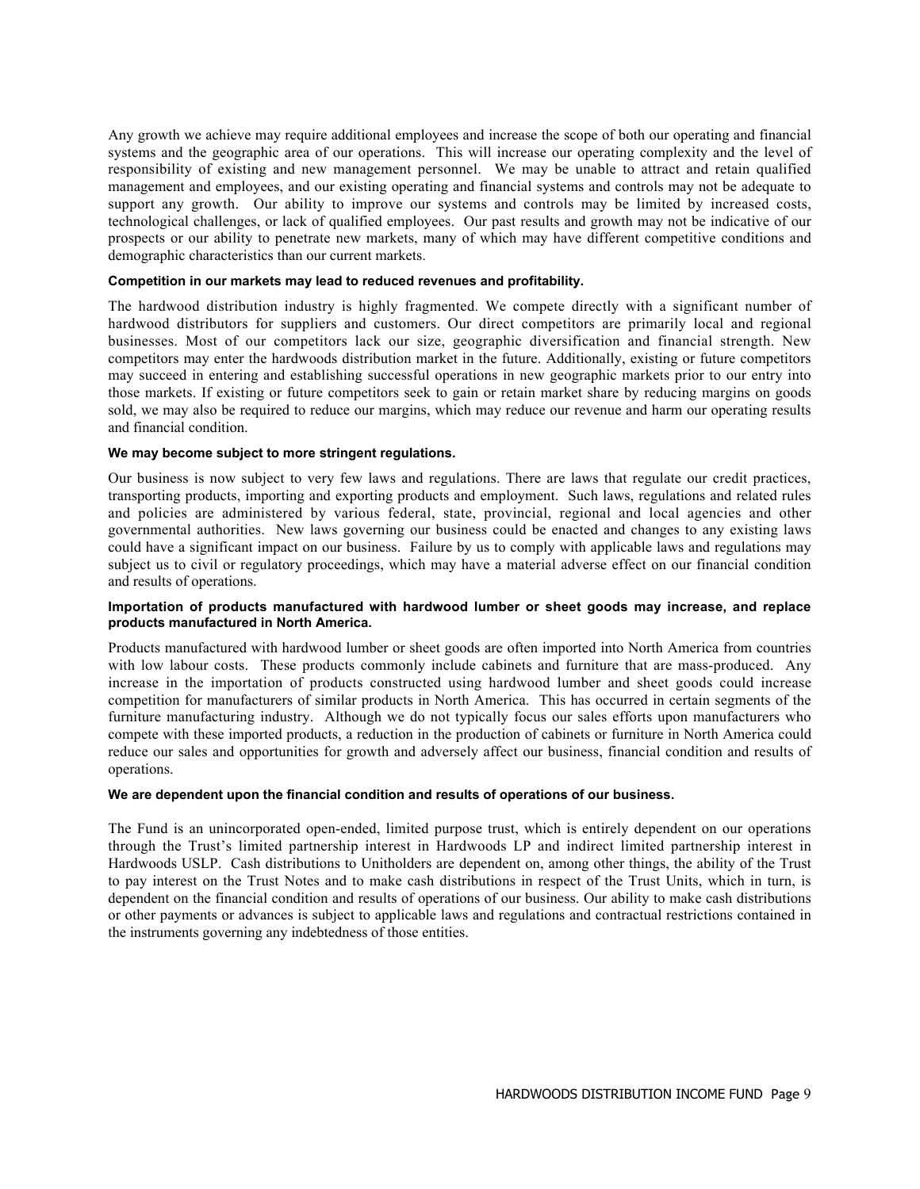Any growth we achieve may require additional employees and increase the scope of both our operating and financial systems and the geographic area of our operations. This will increase our operating complexity and the level of responsibility of existing and new management personnel. We may be unable to attract and retain qualified management and employees, and our existing operating and financial systems and controls may not be adequate to support any growth. Our ability to improve our systems and controls may be limited by increased costs, technological challenges, or lack of qualified employees. Our past results and growth may not be indicative of our prospects or our ability to penetrate new markets, many of which may have different competitive conditions and demographic characteristics than our current markets.

**Competition in our markets may lead to reduced revenues and profitability.**

The hardwood distribution industry is highly fragmented. We compete directly with a significant number of hardwood distributors for suppliers and customers. Our direct competitors are primarily local and regional businesses. Most of our competitors lack our size, geographic diversification and financial strength. New competitors may enter the hardwoods distribution market in the future. Additionally, existing or future competitors may succeed in entering and establishing successful operations in new geographic markets prior to our entry into those markets. If existing or future competitors seek to gain or retain market share by reducing margins on goods sold, we may also be required to reduce our margins, which may reduce our revenue and harm our operating results and financial condition.

**We may become subject to more stringent regulations.**

Our business is now subject to very few laws and regulations. There are laws that regulate our credit practices, transporting products, importing and exporting products and employment. Such laws, regulations and related rules and policies are administered by various federal, state, provincial, regional and local agencies and other governmental authorities. New laws governing our business could be enacted and changes to any existing laws could have a significant impact on our business. Failure by us to comply with applicable laws and regulations may subject us to civil or regulatory proceedings, which may have a material adverse effect on our financial condition and results of operations.

**Importation of products manufactured with hardwood lumber or sheet goods may increase, and replace products manufactured in North America.**

Products manufactured with hardwood lumber or sheet goods are often imported into North America from countries with low labour costs. These products commonly include cabinets and furniture that are mass-produced. Any increase in the importation of products constructed using hardwood lumber and sheet goods could increase competition for manufacturers of similar products in North America. This has occurred in certain segments of the furniture manufacturing industry. Although we do not typically focus our sales efforts upon manufacturers who compete with these imported products, a reduction in the production of cabinets or furniture in North America could reduce our sales and opportunities for growth and adversely affect our business, financial condition and results of operations.

**We are dependent upon the financial condition and results of operations of our business.**

The Fund is an unincorporated open-ended, limited purpose trust, which is entirely dependent on our operations through the Trust's limited partnership interest in Hardwoods LP and indirect limited partnership interest in Hardwoods USLP. Cash distributions to Unitholders are dependent on, among other things, the ability of the Trust to pay interest on the Trust Notes and to make cash distributions in respect of the Trust Units, which in turn, is dependent on the financial condition and results of operations of our business. Our ability to make cash distributions or other payments or advances is subject to applicable laws and regulations and contractual restrictions contained in the instruments governing any indebtedness of those entities.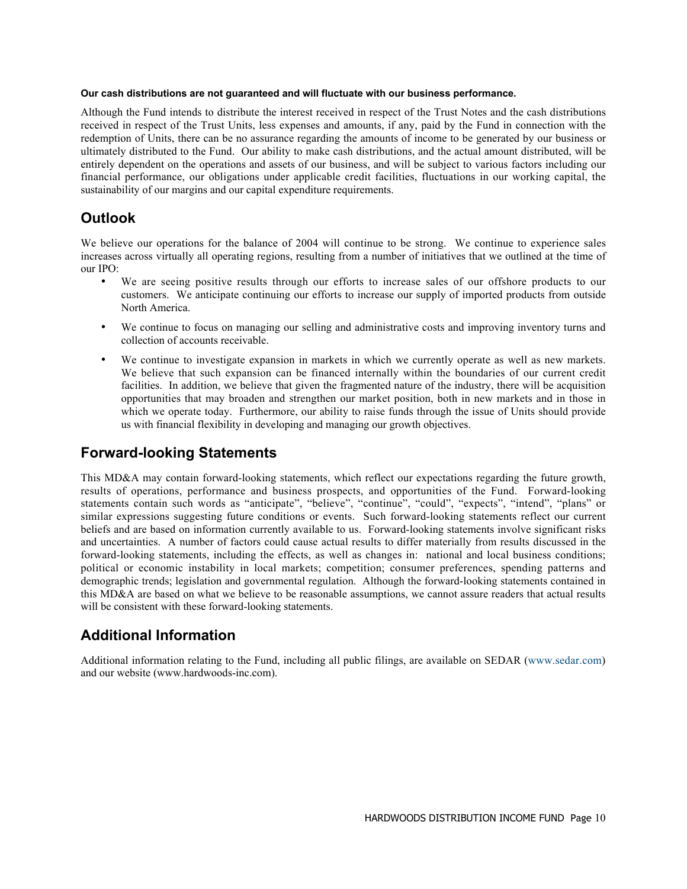**Our cash distributions are not guaranteed and will fluctuate with our business performance.**

Although the Fund intends to distribute the interest received in respect of the Trust Notes and the cash distributions received in respect of the Trust Units, less expenses and amounts, if any, paid by the Fund in connection with the redemption of Units, there can be no assurance regarding the amounts of income to be generated by our business or ultimately distributed to the Fund. Our ability to make cash distributions, and the actual amount distributed, will be entirely dependent on the operations and assets of our business, and will be subject to various factors including our financial performance, our obligations under applicable credit facilities, fluctuations in our working capital, the sustainability of our margins and our capital expenditure requirements.

## Outlook

We believe our operations for the balance of 2004 will continue to be strong. We continue to experience sales increases across virtually all operating regions, resulting from a number of initiatives that we outlined at the time of our IPO:

- We are seeing positive results through our efforts to increase sales of our offshore products to our customers. We anticipate continuing our efforts to increase our supply of imported products from outside North America.
- We continue to focus on managing our selling and administrative costs and improving inventory turns and collection of accounts receivable.
- We continue to investigate expansion in markets in which we currently operate as well as new markets. We believe that such expansion can be financed internally within the boundaries of our current credit facilities. In addition, we believe that given the fragmented nature of the industry, there will be acquisition opportunities that may broaden and strengthen our market position, both in new markets and in those in which we operate today. Furthermore, our ability to raise funds through the issue of Units should provide us with financial flexibility in developing and managing our growth objectives.

## Forward-looking Statements

This MD&A may contain forward-looking statements, which reflect our expectations regarding the future growth, results of operations, performance and business prospects, and opportunities of the Fund. Forward-looking statements contain such words as "anticipate", "believe", "continue", "could", "expects", "intend", "plans" or similar expressions suggesting future conditions or events. Such forward-looking statements reflect our current beliefs and are based on information currently available to us. Forward-looking statements involve significant risks and uncertainties. A number of factors could cause actual results to differ materially from results discussed in the forward-looking statements, including the effects, as well as changes in: national and local business conditions; political or economic instability in local markets; competition; consumer preferences, spending patterns and demographic trends; legislation and governmental regulation. Although the forward-looking statements contained in this MD&A are based on what we believe to be reasonable assumptions, we cannot assure readers that actual results will be consistent with these forward-looking statements.

## Additional Information

Additional information relating to the Fund, including all public filings, are available on SEDAR (www.sedar.com) and our website (www.hardwoods-inc.com).